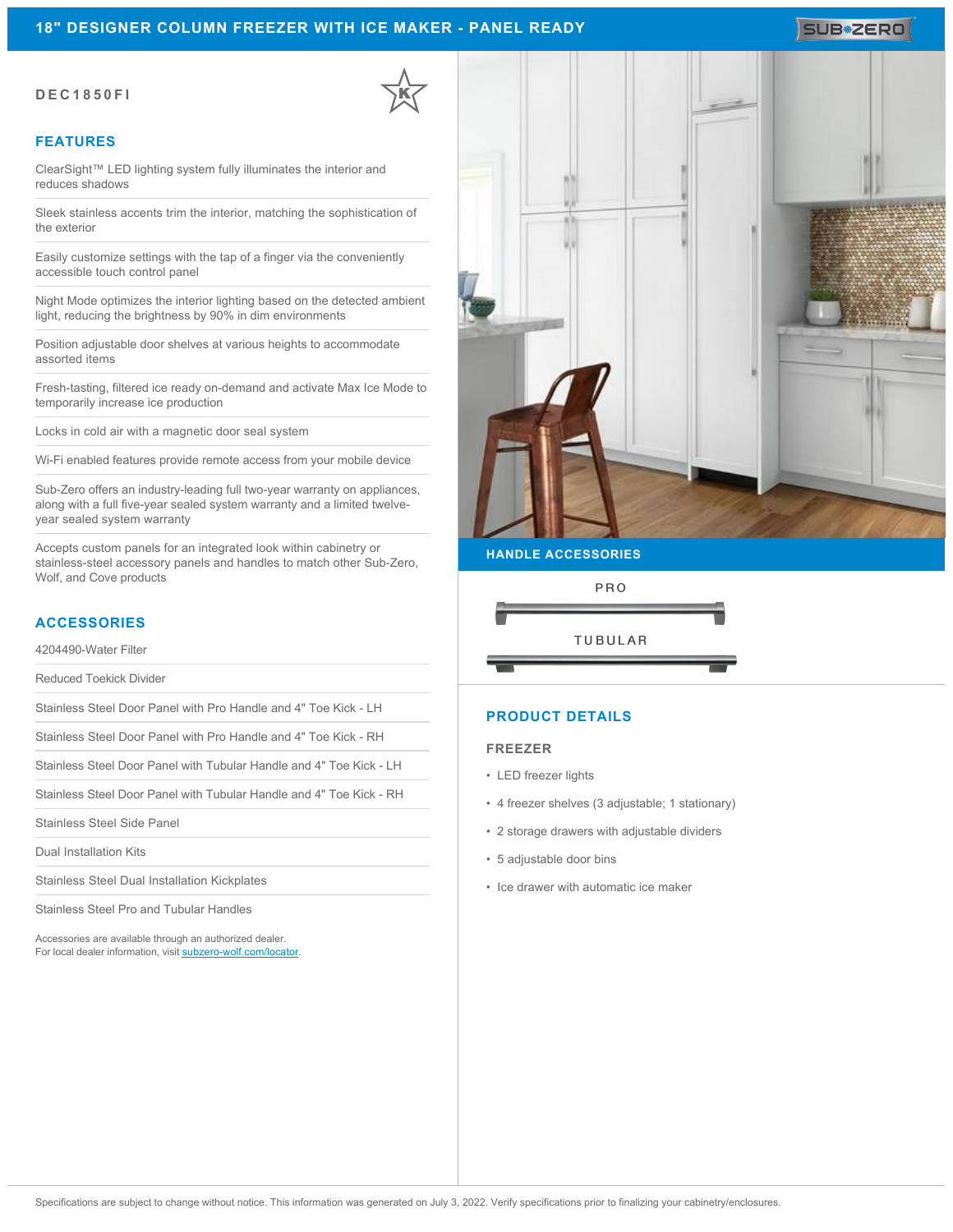# 18" DESIGNER COLUMN FREEZER WITH ICE MAKER - PANEL READY

**DEC1850FI**

## FEATURES

ClearSight™ LED lighting system fully illuminates the interior and reduces shadows

Sleek stainless accents trim the interior, matching the sophistication of the exterior

Easily customize settings with the tap of a finger via the conveniently accessible touch control panel

Night Mode optimizes the interior lighting based on the detected ambient light, reducing the brightness by 90% in dim environments

Position adjustable door shelves at various heights to accommodate assorted items

Fresh-tasting, filtered ice ready on-demand and activate Max Ice Mode to temporarily increase ice production

Locks in cold air with a magnetic door seal system

Wi-Fi enabled features provide remote access from your mobile device

Sub-Zero offers an industry-leading full two-year warranty on appliances, along with a full five-year sealed system warranty and a limited twelve-year sealed system warranty

Accepts custom panels for an integrated look within cabinetry or stainless-steel accessory panels and handles to match other Sub-Zero, Wolf, and Cove products

## ACCESSORIES

4204490-Water Filter

Reduced Toekick Divider

Stainless Steel Door Panel with Pro Handle and 4" Toe Kick - LH

Stainless Steel Door Panel with Pro Handle and 4" Toe Kick - RH

Stainless Steel Door Panel with Tubular Handle and 4" Toe Kick - LH

Stainless Steel Door Panel with Tubular Handle and 4" Toe Kick - RH

Stainless Steel Side Panel

Dual Installation Kits

Stainless Steel Dual Installation Kickplates

Stainless Steel Pro and Tubular Handles

Accessories are available through an authorized dealer.
For local dealer information, visit subzero-wolf.com/locator.

## HANDLE ACCESSORIES

PRO

TUBULAR

## PRODUCT DETAILS

### FREEZER

- LED freezer lights
- 4 freezer shelves (3 adjustable; 1 stationary)
- 2 storage drawers with adjustable dividers
- 5 adjustable door bins
- Ice drawer with automatic ice maker

Specifications are subject to change without notice. This information was generated on July 3, 2022. Verify specifications prior to finalizing your cabinetry/enclosures.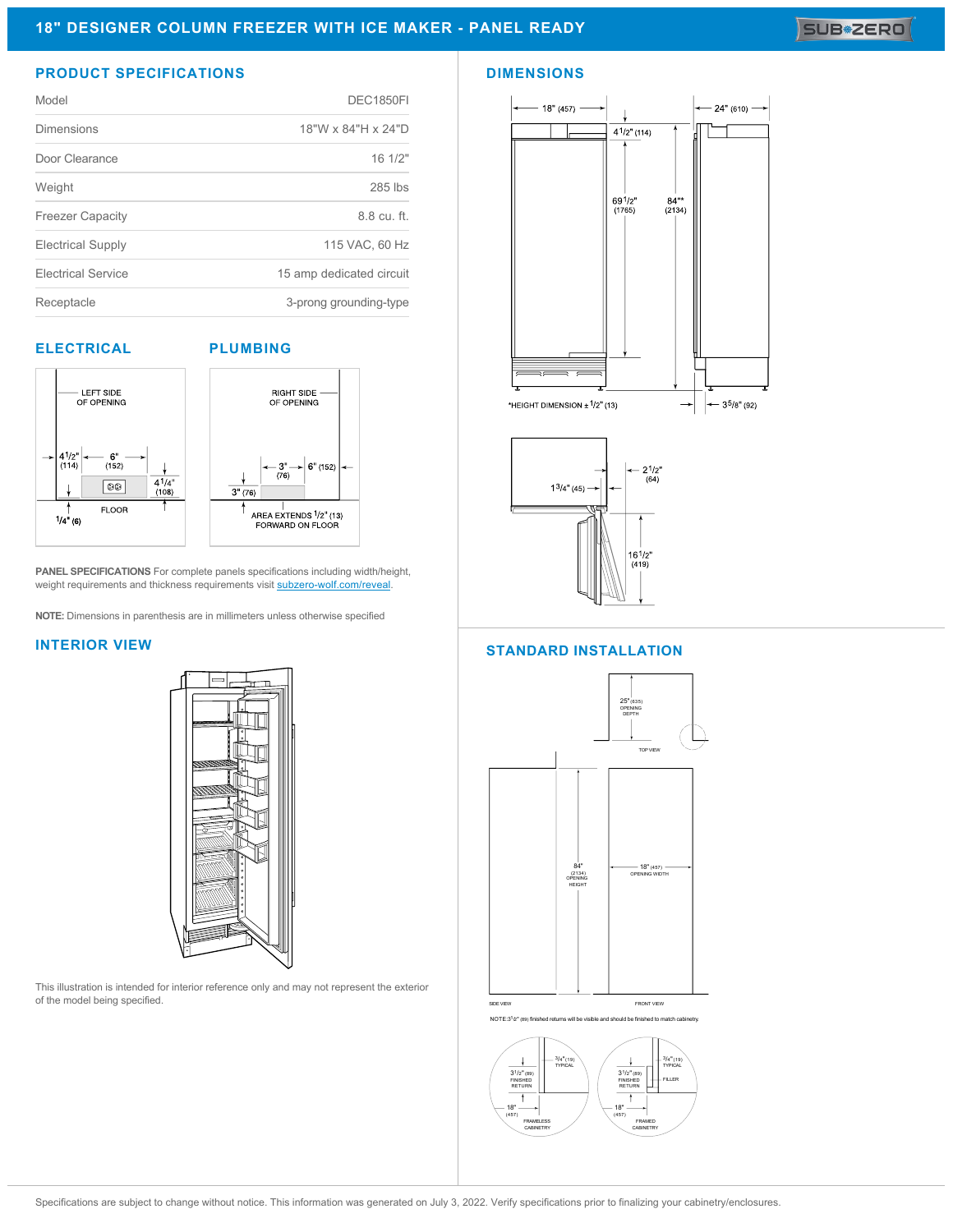# 18" DESIGNER COLUMN FREEZER WITH ICE MAKER - PANEL READY

## PRODUCT SPECIFICATIONS

| | |
|---|---|
| Model | DEC1850FI |
| Dimensions | 18"W x 84"H x 24"D |
| Door Clearance | 16 1/2" |
| Weight | 285 lbs |
| Freezer Capacity | 8.8 cu. ft. |
| Electrical Supply | 115 VAC, 60 Hz |
| Electrical Service | 15 amp dedicated circuit |
| Receptacle | 3-prong grounding-type |

## ELECTRICAL

LEFT SIDE OF OPENING
4 1/2" (114)
6" (152)
4 1/4" (108)
FLOOR
1/4" (6)

## PLUMBING

RIGHT SIDE OF OPENING
3" (76)
6" (152)
3" (76)
AREA EXTENDS 1/2" (13) FORWARD ON FLOOR

**PANEL SPECIFICATIONS** For complete panels specifications including width/height, weight requirements and thickness requirements visit subzero-wolf.com/reveal.

**NOTE:** Dimensions in parenthesis are in millimeters unless otherwise specified

## INTERIOR VIEW

This illustration is intended for interior reference only and may not represent the exterior of the model being specified.

## DIMENSIONS

18" (457)
24" (610)
4 1/2" (114)
69 1/2" (1765)
84"* (2134)
*HEIGHT DIMENSION ± 1/2" (13)
3 5/8" (92)
2 1/2" (64)
1 3/4" (45)
16 1/2" (419)

## STANDARD INSTALLATION

25" (635) OPENING DEPTH
TOP VIEW
84" (2134) OPENING HEIGHT
18" (457) OPENING WIDTH
SIDE VIEW
FRONT VIEW

NOTE: 3 1/2" (89) finished returns will be visible and should be finished to match cabinetry.

3/4" (19) TYPICAL
3 1/2" (89) FINISHED RETURN
18" (457)
FRAMELESS CABINETRY

3/4" (19) TYPICAL
3 1/2" (89) FINISHED RETURN
FILLER
18" (457)
FRAMED CABINETRY

Specifications are subject to change without notice. This information was generated on July 3, 2022. Verify specifications prior to finalizing your cabinetry/enclosures.